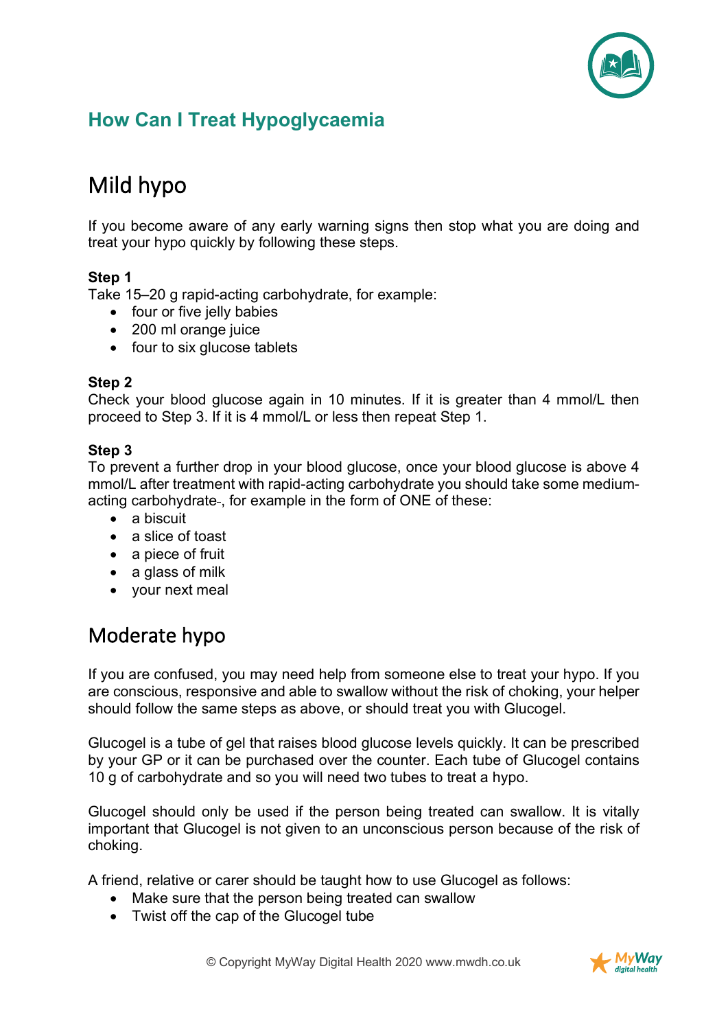## How Can I Treat Hypoglycaemia

# Mild hypo

If you become aware of any early warning signs then stop what you are doing and treat your hypo quickly by following these steps.

**Step 1**

Take 15–20 g rapid-acting carbohydrate, for example:

- four or five jelly babies
- 200 ml orange juice
- four to six glucose tablets

**Step 2**

Check your blood glucose again in 10 minutes. If it is greater than 4 mmol/L then proceed to Step 3. If it is 4 mmol/L or less then repeat Step 1.

**Step 3**

To prevent a further drop in your blood glucose, once your blood glucose is above 4 mmol/L after treatment with rapid-acting carbohydrate you should take some medium-acting carbohydrate, for example in the form of ONE of these:

- a biscuit
- a slice of toast
- a piece of fruit
- a glass of milk
- your next meal

# Moderate hypo

If you are confused, you may need help from someone else to treat your hypo. If you are conscious, responsive and able to swallow without the risk of choking, your helper should follow the same steps as above, or should treat you with Glucogel.

Glucogel is a tube of gel that raises blood glucose levels quickly. It can be prescribed by your GP or it can be purchased over the counter. Each tube of Glucogel contains 10 g of carbohydrate and so you will need two tubes to treat a hypo.

Glucogel should only be used if the person being treated can swallow. It is vitally important that Glucogel is not given to an unconscious person because of the risk of choking.

A friend, relative or carer should be taught how to use Glucogel as follows:

- Make sure that the person being treated can swallow
- Twist off the cap of the Glucogel tube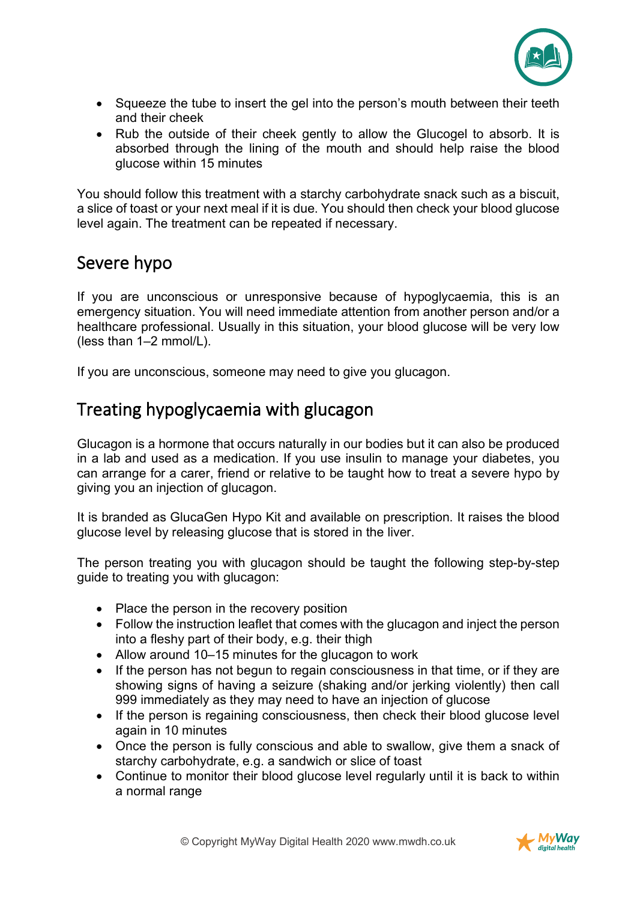- Squeeze the tube to insert the gel into the person's mouth between their teeth and their cheek
- Rub the outside of their cheek gently to allow the Glucogel to absorb. It is absorbed through the lining of the mouth and should help raise the blood glucose within 15 minutes

You should follow this treatment with a starchy carbohydrate snack such as a biscuit, a slice of toast or your next meal if it is due. You should then check your blood glucose level again. The treatment can be repeated if necessary.

## Severe hypo

If you are unconscious or unresponsive because of hypoglycaemia, this is an emergency situation. You will need immediate attention from another person and/or a healthcare professional. Usually in this situation, your blood glucose will be very low (less than 1–2 mmol/L).

If you are unconscious, someone may need to give you glucagon.

## Treating hypoglycaemia with glucagon

Glucagon is a hormone that occurs naturally in our bodies but it can also be produced in a lab and used as a medication. If you use insulin to manage your diabetes, you can arrange for a carer, friend or relative to be taught how to treat a severe hypo by giving you an injection of glucagon.

It is branded as GlucaGen Hypo Kit and available on prescription. It raises the blood glucose level by releasing glucose that is stored in the liver.

The person treating you with glucagon should be taught the following step-by-step guide to treating you with glucagon:

- Place the person in the recovery position
- Follow the instruction leaflet that comes with the glucagon and inject the person into a fleshy part of their body, e.g. their thigh
- Allow around 10–15 minutes for the glucagon to work
- If the person has not begun to regain consciousness in that time, or if they are showing signs of having a seizure (shaking and/or jerking violently) then call 999 immediately as they may need to have an injection of glucose
- If the person is regaining consciousness, then check their blood glucose level again in 10 minutes
- Once the person is fully conscious and able to swallow, give them a snack of starchy carbohydrate, e.g. a sandwich or slice of toast
- Continue to monitor their blood glucose level regularly until it is back to within a normal range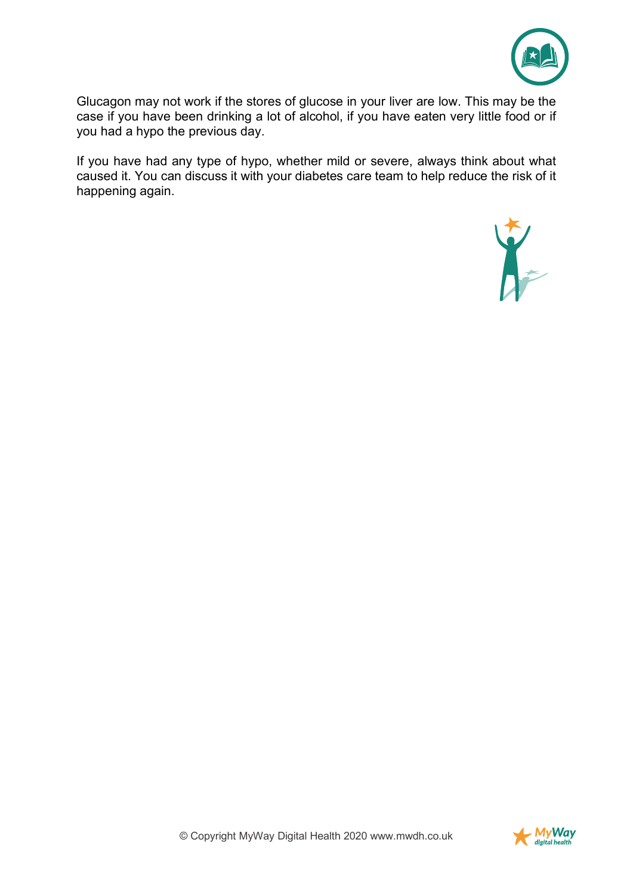Glucagon may not work if the stores of glucose in your liver are low. This may be the case if you have been drinking a lot of alcohol, if you have eaten very little food or if you had a hypo the previous day.

If you have had any type of hypo, whether mild or severe, always think about what caused it. You can discuss it with your diabetes care team to help reduce the risk of it happening again.